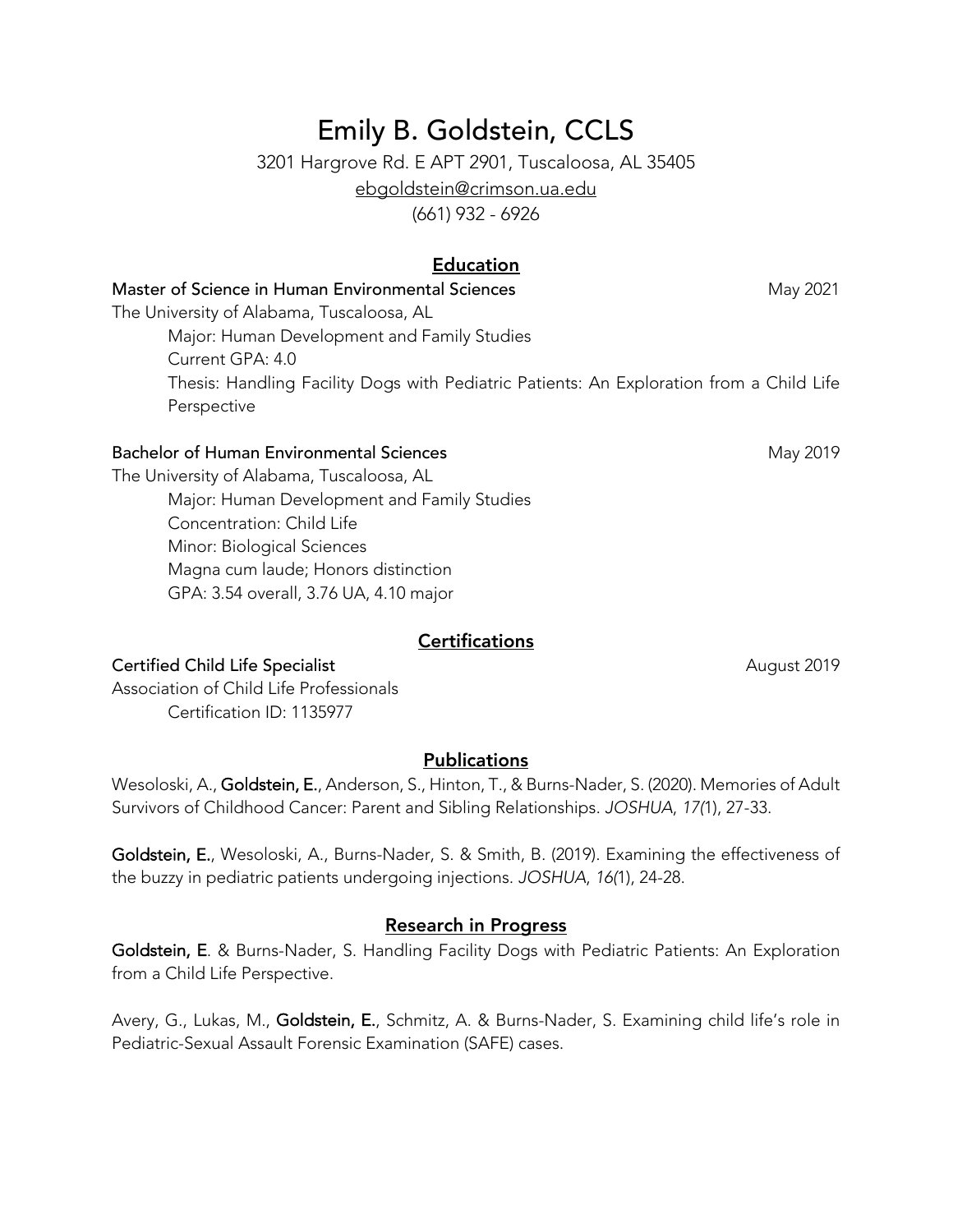# Emily B. Goldstein, CCLS

3201 Hargrove Rd. E APT 2901, Tuscaloosa, AL 35405
ebgoldstein@crimson.ua.edu
(661) 932 - 6926

## Education

**Master of Science in Human Environmental Sciences** May 2021
The University of Alabama, Tuscaloosa, AL
Major: Human Development and Family Studies
Current GPA: 4.0
Thesis: Handling Facility Dogs with Pediatric Patients: An Exploration from a Child Life Perspective

**Bachelor of Human Environmental Sciences** May 2019
The University of Alabama, Tuscaloosa, AL
Major: Human Development and Family Studies
Concentration: Child Life
Minor: Biological Sciences
Magna cum laude; Honors distinction
GPA: 3.54 overall, 3.76 UA, 4.10 major

## Certifications

**Certified Child Life Specialist** August 2019
Association of Child Life Professionals
Certification ID: 1135977

## Publications

Wesoloski, A., **Goldstein, E.**, Anderson, S., Hinton, T., & Burns-Nader, S. (2020). Memories of Adult Survivors of Childhood Cancer: Parent and Sibling Relationships. *JOSHUA*, *17(*1), 27-33.

**Goldstein, E.**, Wesoloski, A., Burns-Nader, S. & Smith, B. (2019). Examining the effectiveness of the buzzy in pediatric patients undergoing injections. *JOSHUA*, *16(*1), 24-28.

## Research in Progress

**Goldstein, E**. & Burns-Nader, S. Handling Facility Dogs with Pediatric Patients: An Exploration from a Child Life Perspective.

Avery, G., Lukas, M., **Goldstein, E.**, Schmitz, A. & Burns-Nader, S. Examining child life's role in Pediatric-Sexual Assault Forensic Examination (SAFE) cases.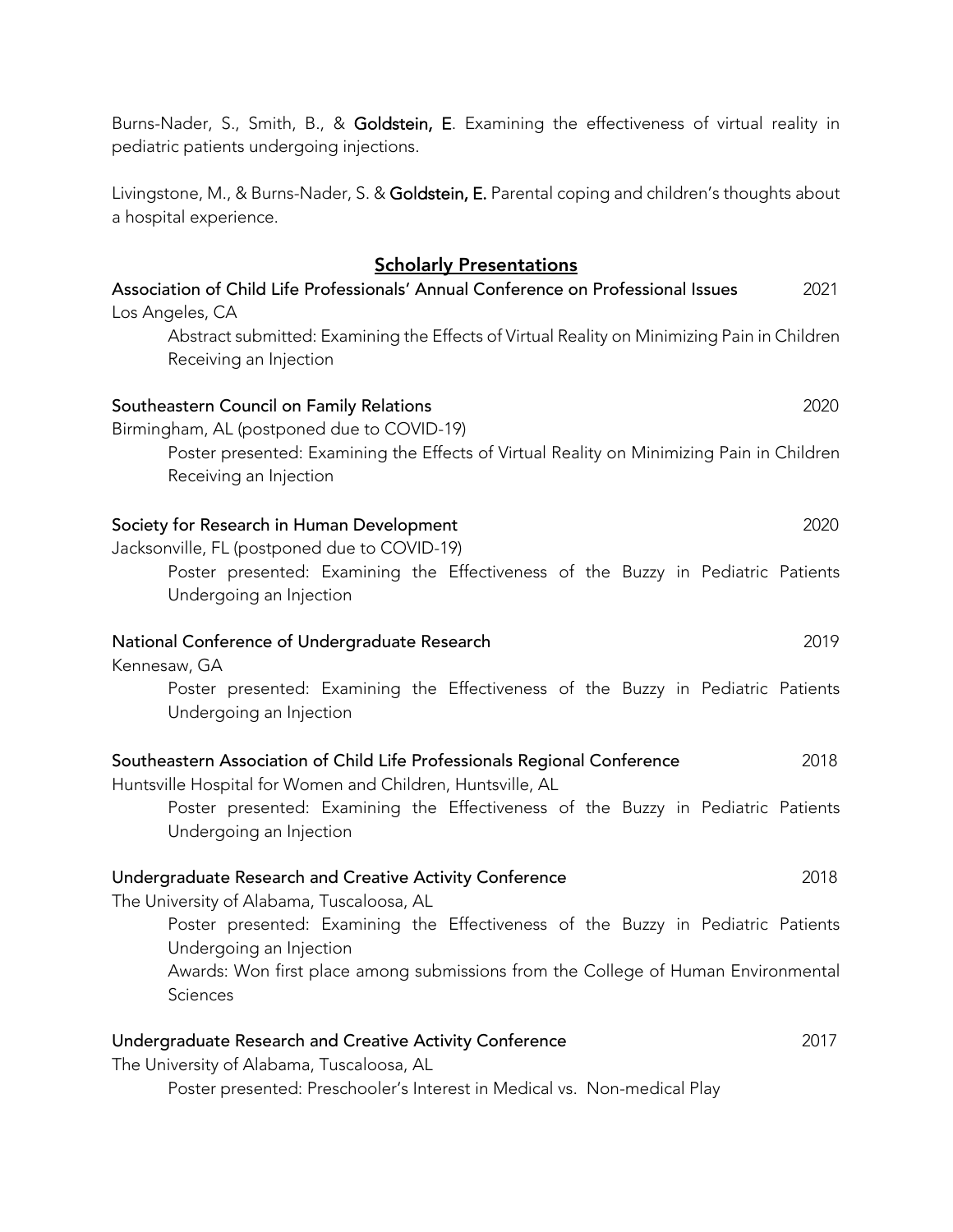Burns-Nader, S., Smith, B., & **Goldstein, E**. Examining the effectiveness of virtual reality in pediatric patients undergoing injections.

Livingstone, M., & Burns-Nader, S. & **Goldstein, E.** Parental coping and children's thoughts about a hospital experience.

## Scholarly Presentations

**Association of Child Life Professionals' Annual Conference on Professional Issues** 2021
Los Angeles, CA
Abstract submitted: Examining the Effects of Virtual Reality on Minimizing Pain in Children Receiving an Injection

**Southeastern Council on Family Relations** 2020
Birmingham, AL (postponed due to COVID-19)
Poster presented: Examining the Effects of Virtual Reality on Minimizing Pain in Children Receiving an Injection

**Society for Research in Human Development** 2020
Jacksonville, FL (postponed due to COVID-19)
Poster presented: Examining the Effectiveness of the Buzzy in Pediatric Patients Undergoing an Injection

**National Conference of Undergraduate Research** 2019
Kennesaw, GA
Poster presented: Examining the Effectiveness of the Buzzy in Pediatric Patients Undergoing an Injection

**Southeastern Association of Child Life Professionals Regional Conference** 2018
Huntsville Hospital for Women and Children, Huntsville, AL
Poster presented: Examining the Effectiveness of the Buzzy in Pediatric Patients Undergoing an Injection

**Undergraduate Research and Creative Activity Conference** 2018
The University of Alabama, Tuscaloosa, AL
Poster presented: Examining the Effectiveness of the Buzzy in Pediatric Patients Undergoing an Injection
Awards: Won first place among submissions from the College of Human Environmental Sciences

**Undergraduate Research and Creative Activity Conference** 2017
The University of Alabama, Tuscaloosa, AL
Poster presented: Preschooler's Interest in Medical vs. Non-medical Play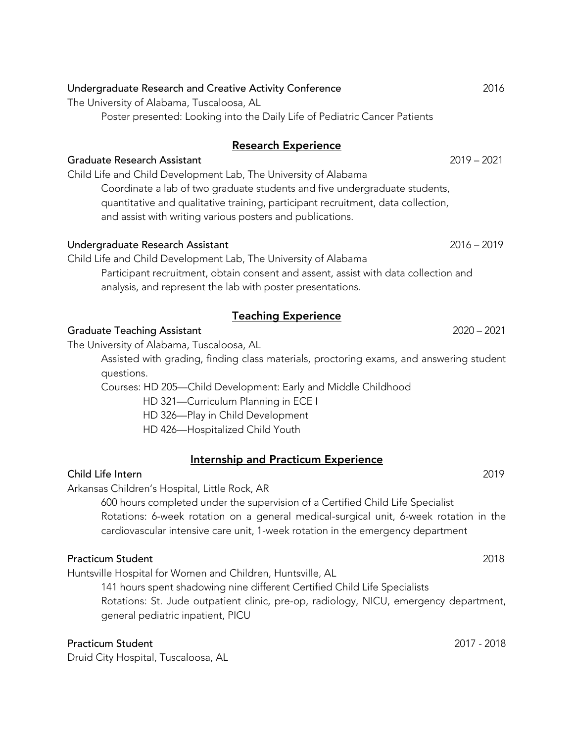**Undergraduate Research and Creative Activity Conference** 2016

The University of Alabama, Tuscaloosa, AL

Poster presented: Looking into the Daily Life of Pediatric Cancer Patients

## Research Experience

**Graduate Research Assistant** 2019 – 2021

Child Life and Child Development Lab, The University of Alabama

Coordinate a lab of two graduate students and five undergraduate students, quantitative and qualitative training, participant recruitment, data collection, and assist with writing various posters and publications.

**Undergraduate Research Assistant** 2016 – 2019

Child Life and Child Development Lab, The University of Alabama

Participant recruitment, obtain consent and assent, assist with data collection and analysis, and represent the lab with poster presentations.

## Teaching Experience

**Graduate Teaching Assistant** 2020 – 2021

The University of Alabama, Tuscaloosa, AL

Assisted with grading, finding class materials, proctoring exams, and answering student questions.

Courses: HD 205—Child Development: Early and Middle Childhood
HD 321—Curriculum Planning in ECE I
HD 326—Play in Child Development
HD 426—Hospitalized Child Youth

## Internship and Practicum Experience

**Child Life Intern** 2019

Arkansas Children's Hospital, Little Rock, AR

600 hours completed under the supervision of a Certified Child Life Specialist
Rotations: 6-week rotation on a general medical-surgical unit, 6-week rotation in the cardiovascular intensive care unit, 1-week rotation in the emergency department

**Practicum Student** 2018

Huntsville Hospital for Women and Children, Huntsville, AL

141 hours spent shadowing nine different Certified Child Life Specialists
Rotations: St. Jude outpatient clinic, pre-op, radiology, NICU, emergency department, general pediatric inpatient, PICU

**Practicum Student** 2017 - 2018

Druid City Hospital, Tuscaloosa, AL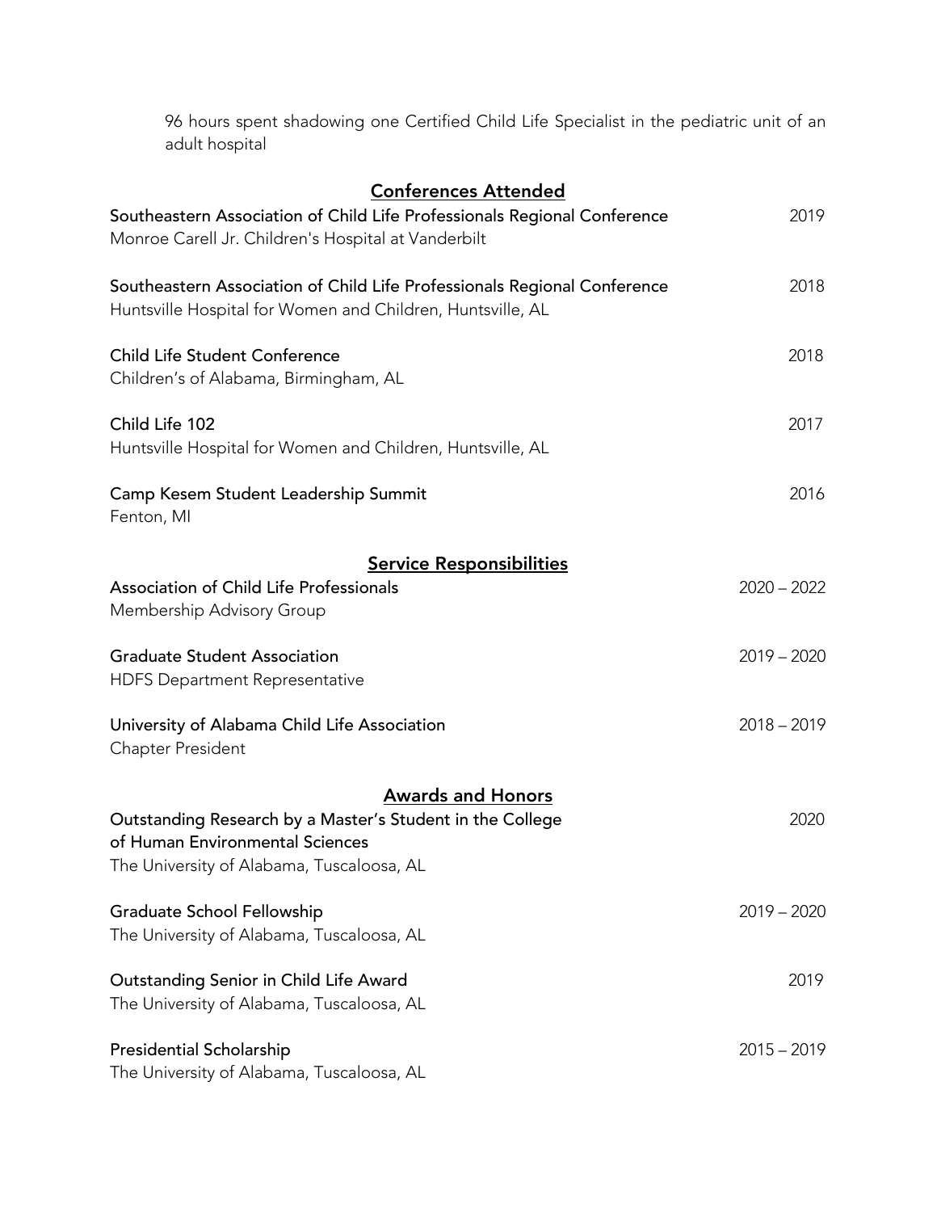96 hours spent shadowing one Certified Child Life Specialist in the pediatric unit of an adult hospital

## Conferences Attended

**Southeastern Association of Child Life Professionals Regional Conference** 2019
Monroe Carell Jr. Children's Hospital at Vanderbilt

**Southeastern Association of Child Life Professionals Regional Conference** 2018
Huntsville Hospital for Women and Children, Huntsville, AL

**Child Life Student Conference** 2018
Children's of Alabama, Birmingham, AL

**Child Life 102** 2017
Huntsville Hospital for Women and Children, Huntsville, AL

**Camp Kesem Student Leadership Summit** 2016
Fenton, MI

## Service Responsibilities

**Association of Child Life Professionals** 2020 – 2022
Membership Advisory Group

**Graduate Student Association** 2019 – 2020
HDFS Department Representative

**University of Alabama Child Life Association** 2018 – 2019
Chapter President

## Awards and Honors

**Outstanding Research by a Master's Student in the College of Human Environmental Sciences** 2020
The University of Alabama, Tuscaloosa, AL

**Graduate School Fellowship** 2019 – 2020
The University of Alabama, Tuscaloosa, AL

**Outstanding Senior in Child Life Award** 2019
The University of Alabama, Tuscaloosa, AL

**Presidential Scholarship** 2015 – 2019
The University of Alabama, Tuscaloosa, AL